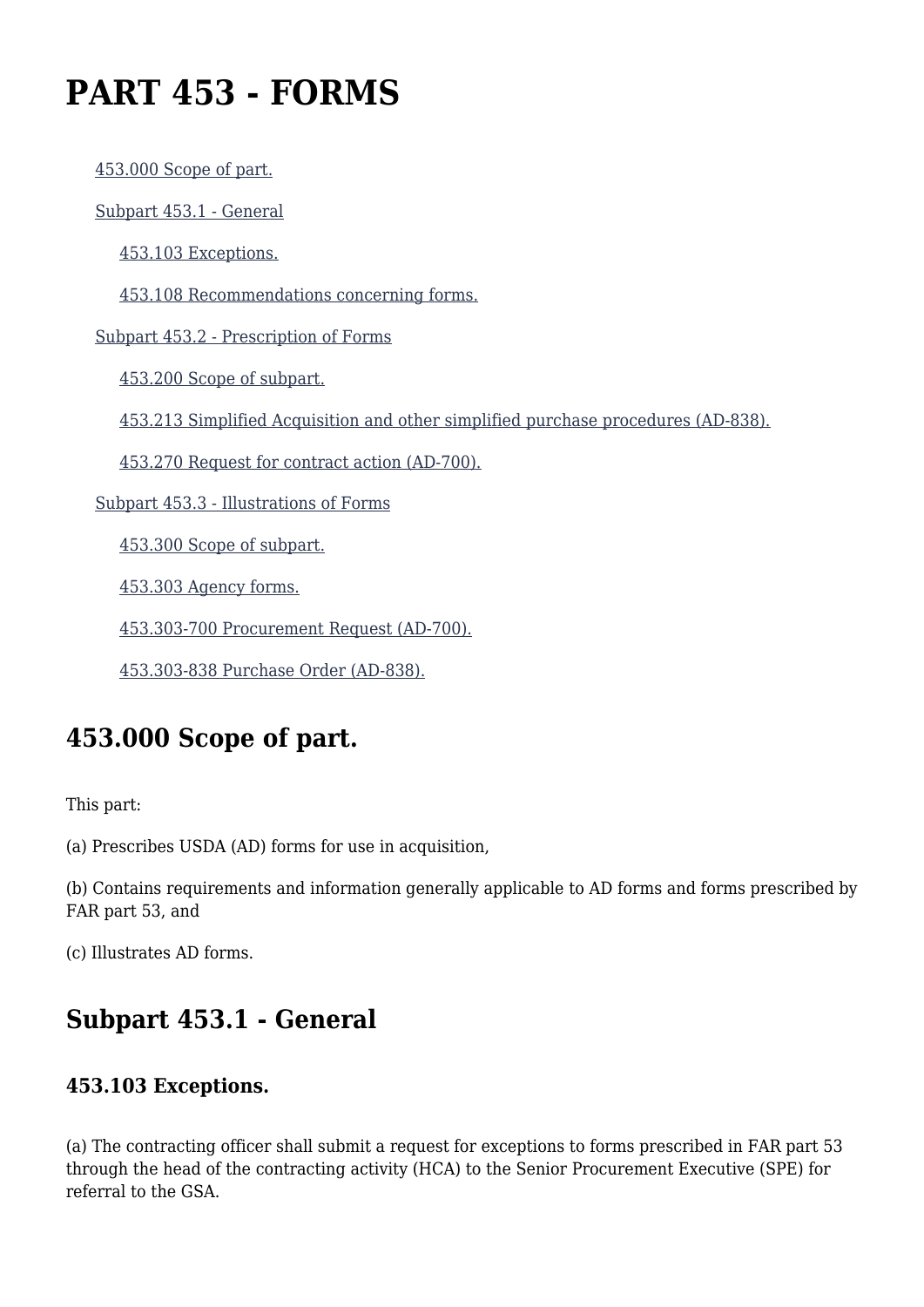# PART 453 - FORMS

- 453.000 Scope of part.
- Subpart 453.1 - General
  - 453.103 Exceptions.
  - 453.108 Recommendations concerning forms.
- Subpart 453.2 - Prescription of Forms
  - 453.200 Scope of subpart.
  - 453.213 Simplified Acquisition and other simplified purchase procedures (AD-838).
  - 453.270 Request for contract action (AD-700).
- Subpart 453.3 - Illustrations of Forms
  - 453.300 Scope of subpart.
  - 453.303 Agency forms.
  - 453.303-700 Procurement Request (AD-700).
  - 453.303-838 Purchase Order (AD-838).

## 453.000 Scope of part.

This part:

(a) Prescribes USDA (AD) forms for use in acquisition,

(b) Contains requirements and information generally applicable to AD forms and forms prescribed by FAR part 53, and

(c) Illustrates AD forms.

## Subpart 453.1 - General

### 453.103 Exceptions.

(a) The contracting officer shall submit a request for exceptions to forms prescribed in FAR part 53 through the head of the contracting activity (HCA) to the Senior Procurement Executive (SPE) for referral to the GSA.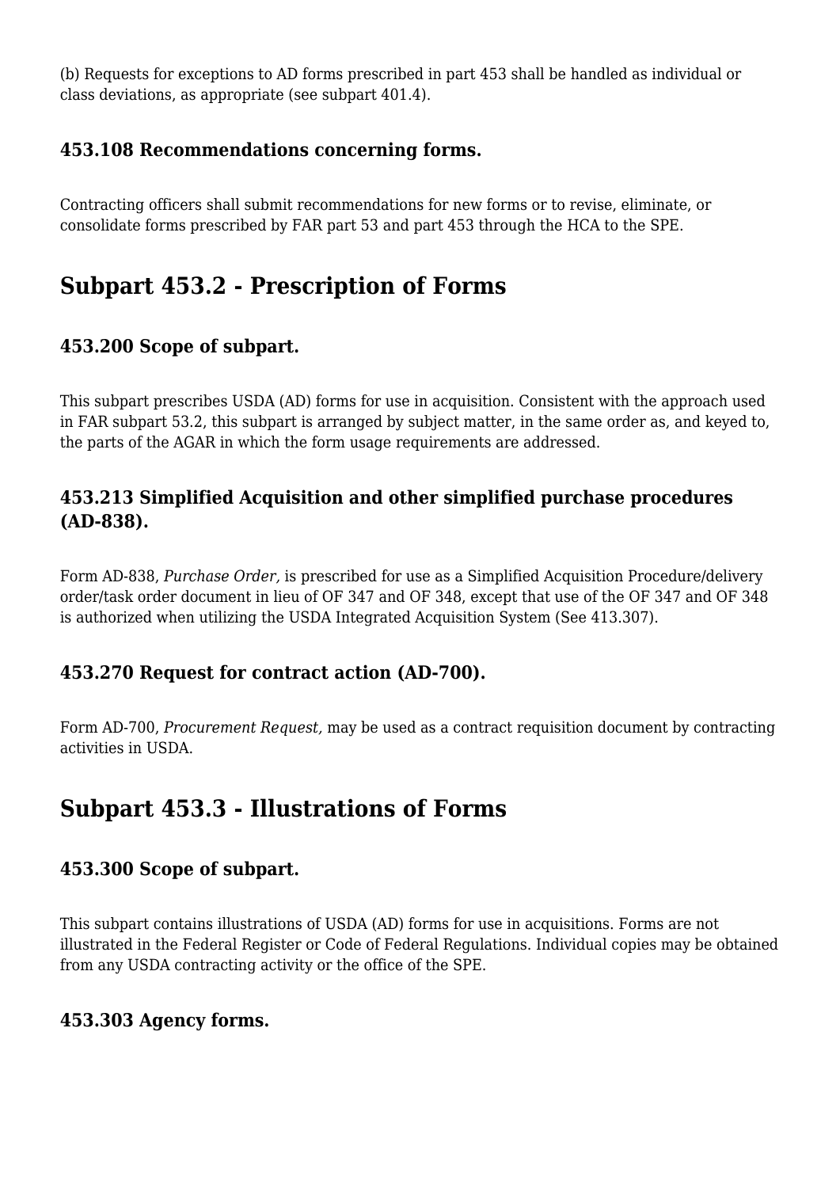(b) Requests for exceptions to AD forms prescribed in part 453 shall be handled as individual or class deviations, as appropriate (see subpart 401.4).

### 453.108 Recommendations concerning forms.

Contracting officers shall submit recommendations for new forms or to revise, eliminate, or consolidate forms prescribed by FAR part 53 and part 453 through the HCA to the SPE.

## Subpart 453.2 - Prescription of Forms

### 453.200 Scope of subpart.

This subpart prescribes USDA (AD) forms for use in acquisition. Consistent with the approach used in FAR subpart 53.2, this subpart is arranged by subject matter, in the same order as, and keyed to, the parts of the AGAR in which the form usage requirements are addressed.

### 453.213 Simplified Acquisition and other simplified purchase procedures (AD-838).

Form AD-838, *Purchase Order,* is prescribed for use as a Simplified Acquisition Procedure/delivery order/task order document in lieu of OF 347 and OF 348, except that use of the OF 347 and OF 348 is authorized when utilizing the USDA Integrated Acquisition System (See 413.307).

### 453.270 Request for contract action (AD-700).

Form AD-700, *Procurement Request,* may be used as a contract requisition document by contracting activities in USDA.

## Subpart 453.3 - Illustrations of Forms

### 453.300 Scope of subpart.

This subpart contains illustrations of USDA (AD) forms for use in acquisitions. Forms are not illustrated in the Federal Register or Code of Federal Regulations. Individual copies may be obtained from any USDA contracting activity or the office of the SPE.

### 453.303 Agency forms.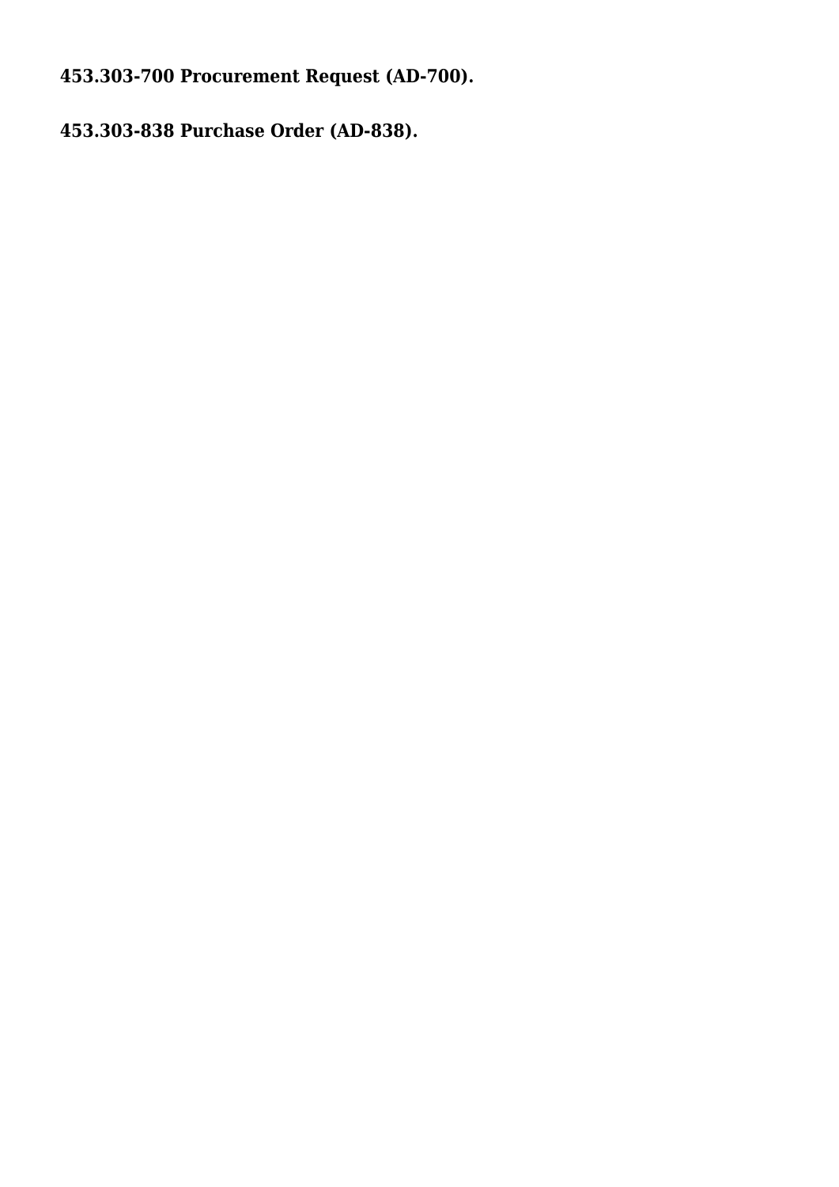### 453.303-700 Procurement Request (AD-700).

### 453.303-838 Purchase Order (AD-838).